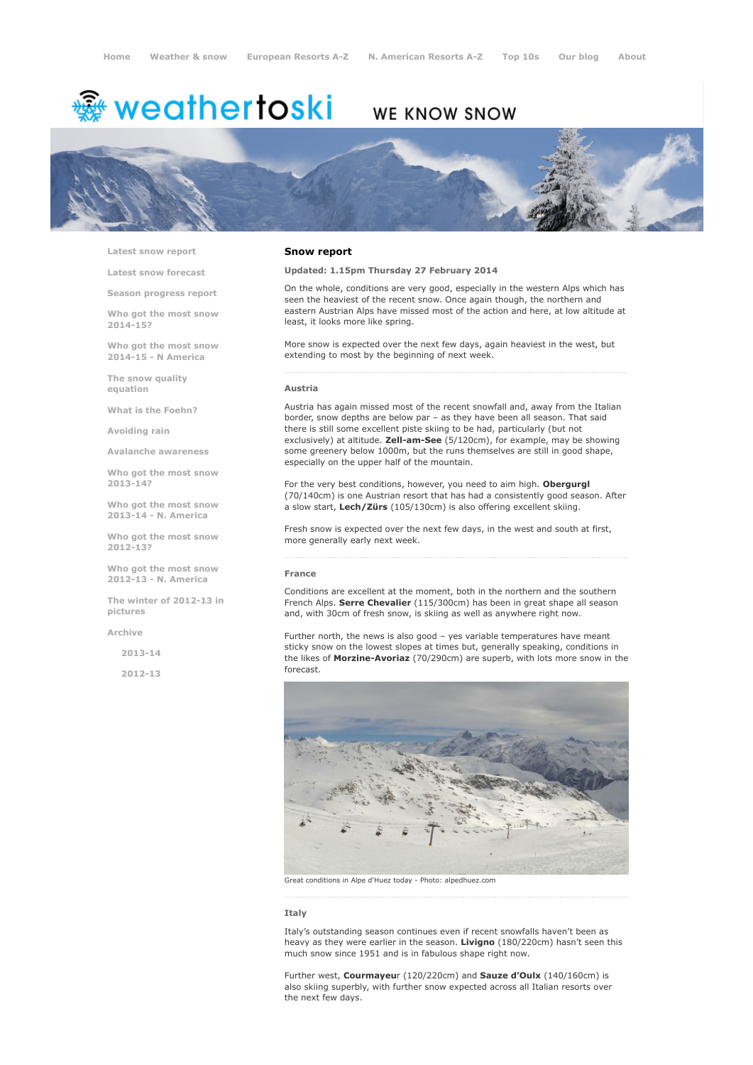Home Weather & snow European Resorts A-Z N. American Resorts A-Z Top 10s Our blog About

weathertoski WE KNOW SNOW

- Latest snow report
- Latest snow forecast
- Season progress report
- Who got the most snow 2014-15?
- Who got the most snow 2014-15 - N America
- The snow quality equation
- What is the Foehn?
- Avoiding rain
- Avalanche awareness
- Who got the most snow 2013-14?
- Who got the most snow 2013-14 - N. America
- Who got the most snow 2012-13?
- Who got the most snow 2012-13 - N. America
- The winter of 2012-13 in pictures
- Archive
  - 2013-14
  - 2012-13

## Snow report

**Updated: 1.15pm Thursday 27 February 2014**

On the whole, conditions are very good, especially in the western Alps which has seen the heaviest of the recent snow. Once again though, the northern and eastern Austrian Alps have missed most of the action and here, at low altitude at least, it looks more like spring.

More snow is expected over the next few days, again heaviest in the west, but extending to most by the beginning of next week.

### Austria

Austria has again missed most of the recent snowfall and, away from the Italian border, snow depths are below par – as they have been all season. That said there is still some excellent piste skiing to be had, particularly (but not exclusively) at altitude. **Zell-am-See** (5/120cm), for example, may be showing some greenery below 1000m, but the runs themselves are still in good shape, especially on the upper half of the mountain.

For the very best conditions, however, you need to aim high. **Obergurgl** (70/140cm) is one Austrian resort that has had a consistently good season. After a slow start, **Lech/Zürs** (105/130cm) is also offering excellent skiing.

Fresh snow is expected over the next few days, in the west and south at first, more generally early next week.

### France

Conditions are excellent at the moment, both in the northern and the southern French Alps. **Serre Chevalier** (115/300cm) has been in great shape all season and, with 30cm of fresh snow, is skiing as well as anywhere right now.

Further north, the news is also good – yes variable temperatures have meant sticky snow on the lowest slopes at times but, generally speaking, conditions in the likes of **Morzine-Avoriaz** (70/290cm) are superb, with lots more snow in the forecast.

Great conditions in Alpe d'Huez today - Photo: alpedhuez.com

### Italy

Italy's outstanding season continues even if recent snowfalls haven't been as heavy as they were earlier in the season. **Livigno** (180/220cm) hasn't seen this much snow since 1951 and is in fabulous shape right now.

Further west, **Courmayeu**r (120/220cm) and **Sauze d'Oulx** (140/160cm) is also skiing superbly, with further snow expected across all Italian resorts over the next few days.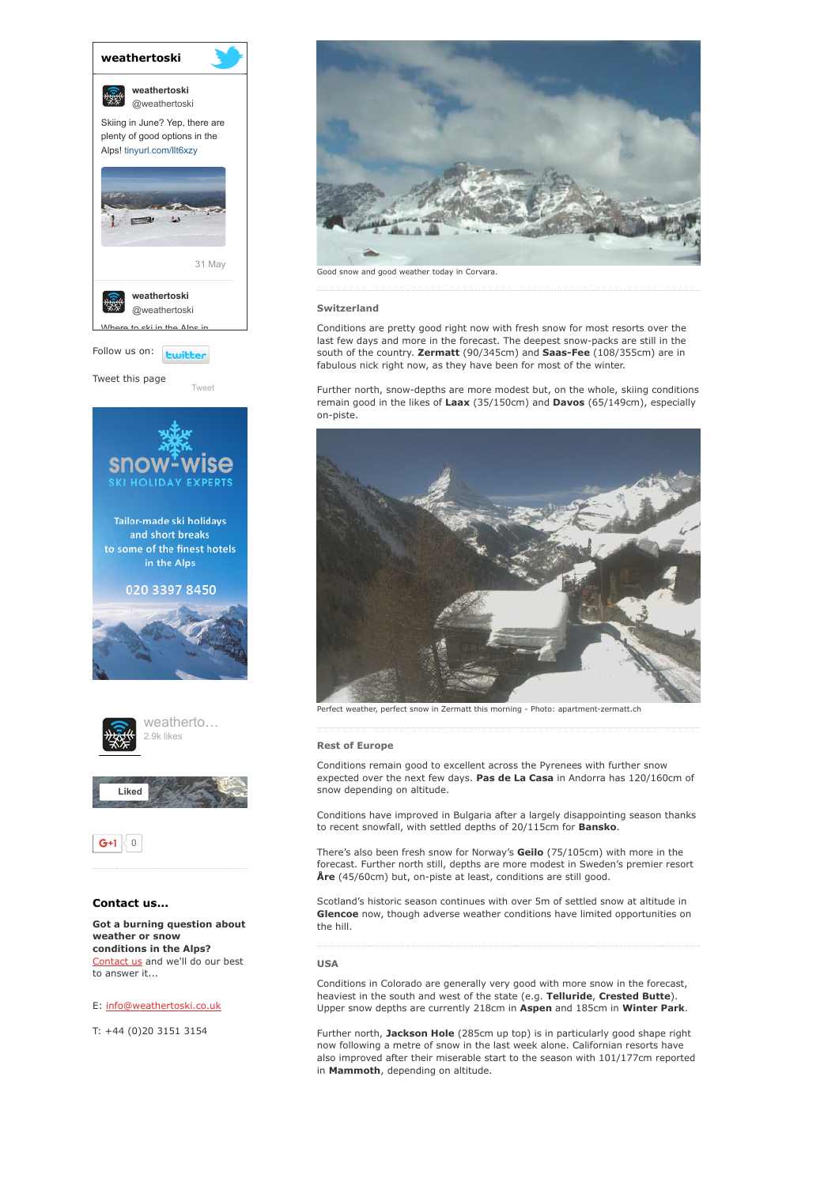**weathertoski**

**weathertoski** @weathertoski

Skiing in June? Yep, there are plenty of good options in the Alps! tinyurl.com/llt6xzy

31 May

**weathertoski** @weathertoski

Where to ski in the Alps in

Follow us on: twitter

Tweet this page

Tweet

snow-wise SKI HOLIDAY EXPERTS

Tailor-made ski holidays and short breaks to some of the finest hotels in the Alps

020 3397 8450

weatherto... 2.9k likes

Liked

G+1 0

### Contact us...

**Got a burning question about weather or snow conditions in the Alps?** Contact us and we'll do our best to answer it...

E: info@weathertoski.co.uk

T: +44 (0)20 3151 3154

Good snow and good weather today in Corvara.

### Switzerland

Conditions are pretty good right now with fresh snow for most resorts over the last few days and more in the forecast. The deepest snow-packs are still in the south of the country. **Zermatt** (90/345cm) and **Saas-Fee** (108/355cm) are in fabulous nick right now, as they have been for most of the winter.

Further north, snow-depths are more modest but, on the whole, skiing conditions remain good in the likes of **Laax** (35/150cm) and **Davos** (65/149cm), especially on-piste.

Perfect weather, perfect snow in Zermatt this morning - Photo: apartment-zermatt.ch

### Rest of Europe

Conditions remain good to excellent across the Pyrenees with further snow expected over the next few days. **Pas de La Casa** in Andorra has 120/160cm of snow depending on altitude.

Conditions have improved in Bulgaria after a largely disappointing season thanks to recent snowfall, with settled depths of 20/115cm for **Bansko**.

There's also been fresh snow for Norway's **Geilo** (75/105cm) with more in the forecast. Further north still, depths are more modest in Sweden's premier resort **Åre** (45/60cm) but, on-piste at least, conditions are still good.

Scotland's historic season continues with over 5m of settled snow at altitude in **Glencoe** now, though adverse weather conditions have limited opportunities on the hill.

### USA

Conditions in Colorado are generally very good with more snow in the forecast, heaviest in the south and west of the state (e.g. **Telluride**, **Crested Butte**). Upper snow depths are currently 218cm in **Aspen** and 185cm in **Winter Park**.

Further north, **Jackson Hole** (285cm up top) is in particularly good shape right now following a metre of snow in the last week alone. Californian resorts have also improved after their miserable start to the season with 101/177cm reported in **Mammoth**, depending on altitude.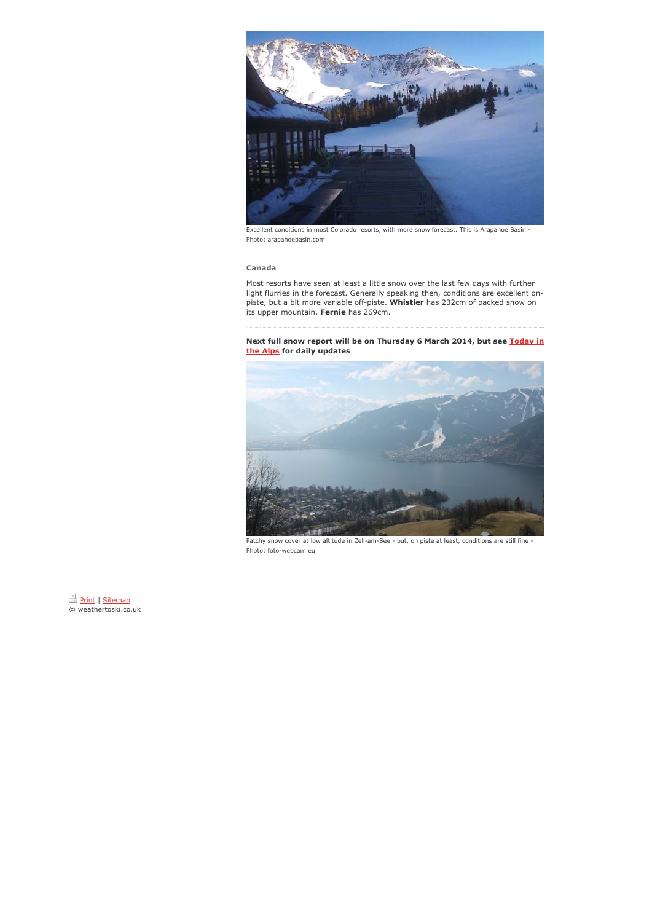Excellent conditions in most Colorado resorts, with more snow forecast. This is Arapahoe Basin - Photo: arapahoebasin.com

### Canada

Most resorts have seen at least a little snow over the last few days with further light flurries in the forecast. Generally speaking then, conditions are excellent on-piste, but a bit more variable off-piste. **Whistler** has 232cm of packed snow on its upper mountain, **Fernie** has 269cm.

**Next full snow report will be on Thursday 6 March 2014, but see Today in the Alps for daily updates**

Patchy snow cover at low altitude in Zell-am-See - but, on piste at least, conditions are still fine - Photo: foto-webcam.eu

Print | Sitemap
© weathertoski.co.uk